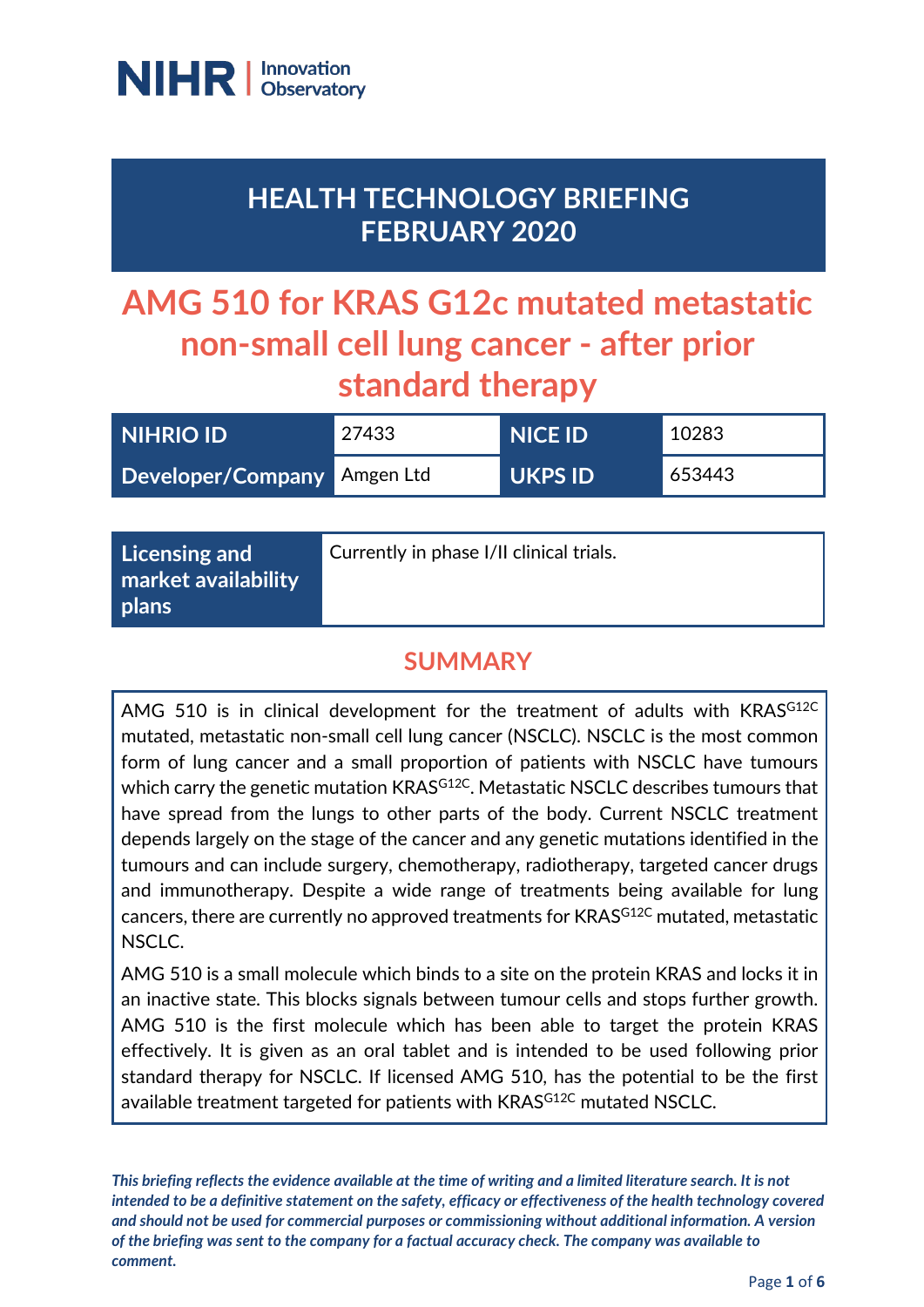NIHR | Innovation Observatory

# HEALTH TECHNOLOGY BRIEFING FEBRUARY 2020

# AMG 510 for KRAS G12c mutated metastatic non-small cell lung cancer - after prior standard therapy

| NIHRIO ID | 27433 | NICE ID | 10283 |
|---|---|---|---|
| Developer/Company | Amgen Ltd | UKPS ID | 653443 |

| Licensing and market availability plans | Currently in phase I/II clinical trials. |
|---|---|

## SUMMARY

AMG 510 is in clinical development for the treatment of adults with $KRAS^{G12C}$ mutated, metastatic non-small cell lung cancer (NSCLC). NSCLC is the most common form of lung cancer and a small proportion of patients with NSCLC have tumours which carry the genetic mutation $KRAS^{G12C}$. Metastatic NSCLC describes tumours that have spread from the lungs to other parts of the body. Current NSCLC treatment depends largely on the stage of the cancer and any genetic mutations identified in the tumours and can include surgery, chemotherapy, radiotherapy, targeted cancer drugs and immunotherapy. Despite a wide range of treatments being available for lung cancers, there are currently no approved treatments for $KRAS^{G12C}$ mutated, metastatic NSCLC.

AMG 510 is a small molecule which binds to a site on the protein KRAS and locks it in an inactive state. This blocks signals between tumour cells and stops further growth. AMG 510 is the first molecule which has been able to target the protein KRAS effectively. It is given as an oral tablet and is intended to be used following prior standard therapy for NSCLC. If licensed AMG 510, has the potential to be the first available treatment targeted for patients with $KRAS^{G12C}$ mutated NSCLC.

*This briefing reflects the evidence available at the time of writing and a limited literature search. It is not intended to be a definitive statement on the safety, efficacy or effectiveness of the health technology covered and should not be used for commercial purposes or commissioning without additional information. A version of the briefing was sent to the company for a factual accuracy check. The company was available to comment.*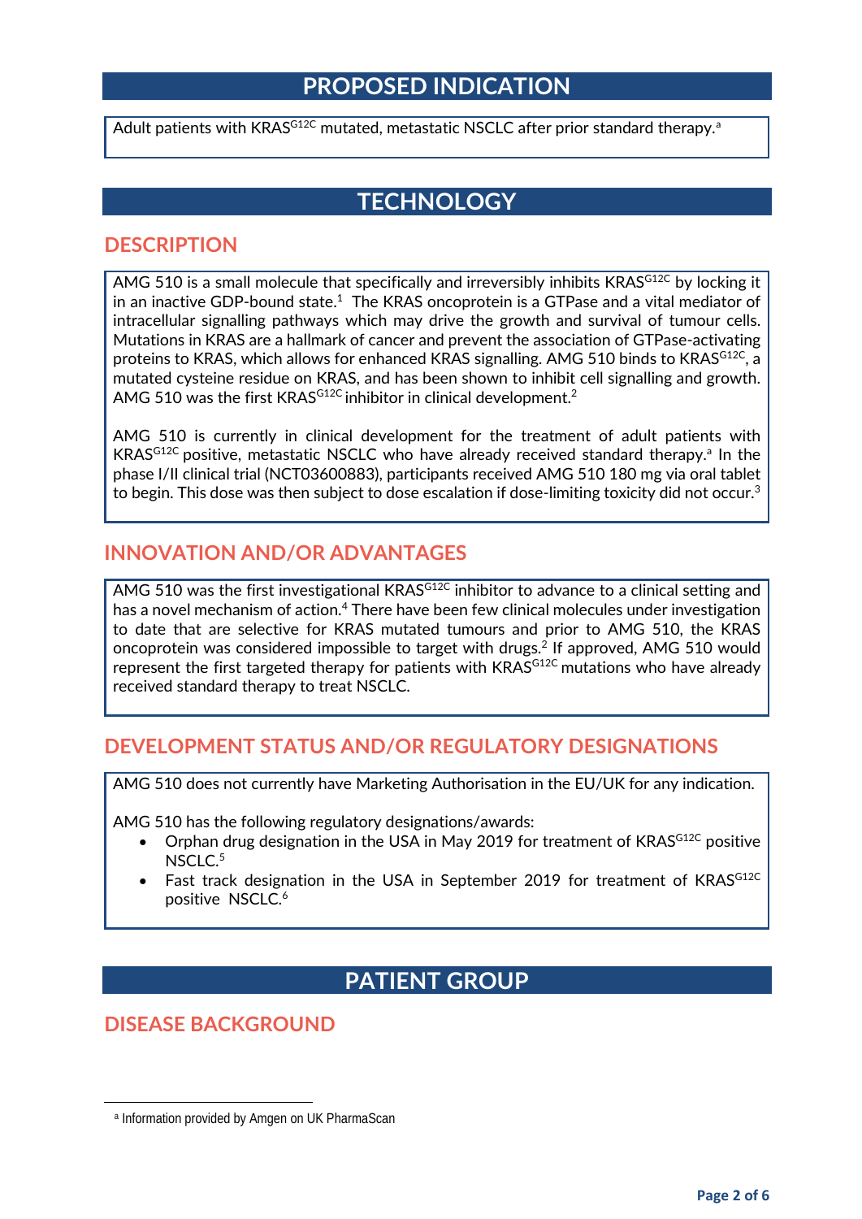# PROPOSED INDICATION

Adult patients with KRAS$^{G12C}$ mutated, metastatic NSCLC after prior standard therapy.[a]

# TECHNOLOGY

## DESCRIPTION

AMG 510 is a small molecule that specifically and irreversibly inhibits KRAS$^{G12C}$ by locking it in an inactive GDP-bound state.[1] The KRAS oncoprotein is a GTPase and a vital mediator of intracellular signalling pathways which may drive the growth and survival of tumour cells. Mutations in KRAS are a hallmark of cancer and prevent the association of GTPase-activating proteins to KRAS, which allows for enhanced KRAS signalling. AMG 510 binds to KRAS$^{G12C}$, a mutated cysteine residue on KRAS, and has been shown to inhibit cell signalling and growth. AMG 510 was the first KRAS$^{G12C}$ inhibitor in clinical development.[2]

AMG 510 is currently in clinical development for the treatment of adult patients with KRAS$^{G12C}$ positive, metastatic NSCLC who have already received standard therapy.[a] In the phase I/II clinical trial (NCT03600883), participants received AMG 510 180 mg via oral tablet to begin. This dose was then subject to dose escalation if dose-limiting toxicity did not occur.[3]

## INNOVATION AND/OR ADVANTAGES

AMG 510 was the first investigational KRAS$^{G12C}$ inhibitor to advance to a clinical setting and has a novel mechanism of action.[4] There have been few clinical molecules under investigation to date that are selective for KRAS mutated tumours and prior to AMG 510, the KRAS oncoprotein was considered impossible to target with drugs.[2] If approved, AMG 510 would represent the first targeted therapy for patients with KRAS$^{G12C}$ mutations who have already received standard therapy to treat NSCLC.

## DEVELOPMENT STATUS AND/OR REGULATORY DESIGNATIONS

AMG 510 does not currently have Marketing Authorisation in the EU/UK for any indication.

AMG 510 has the following regulatory designations/awards:

- Orphan drug designation in the USA in May 2019 for treatment of KRAS$^{G12C}$ positive NSCLC.[5]
- Fast track designation in the USA in September 2019 for treatment of KRAS$^{G12C}$ positive NSCLC.[6]

# PATIENT GROUP

## DISEASE BACKGROUND

---

[a] Information provided by Amgen on UK PharmaScan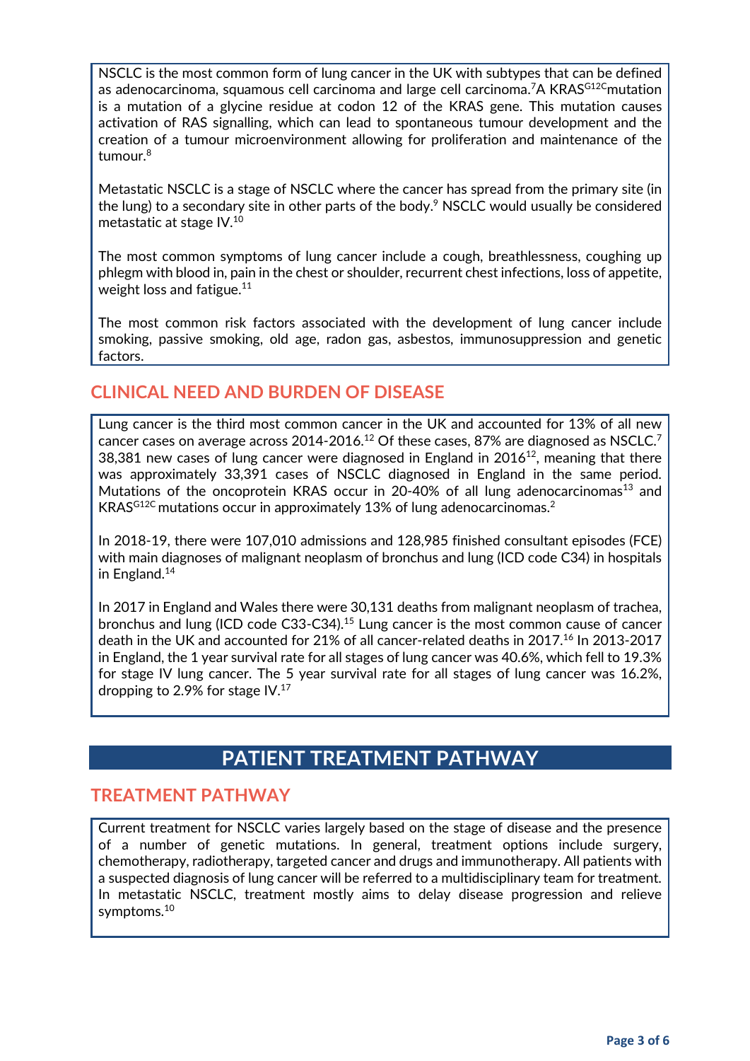NSCLC is the most common form of lung cancer in the UK with subtypes that can be defined as adenocarcinoma, squamous cell carcinoma and large cell carcinoma.[7] A $KRAS^{G12C}$ mutation is a mutation of a glycine residue at codon 12 of the KRAS gene. This mutation causes activation of RAS signalling, which can lead to spontaneous tumour development and the creation of a tumour microenvironment allowing for proliferation and maintenance of the tumour.[8]

Metastatic NSCLC is a stage of NSCLC where the cancer has spread from the primary site (in the lung) to a secondary site in other parts of the body.[9] NSCLC would usually be considered metastatic at stage IV.[10]

The most common symptoms of lung cancer include a cough, breathlessness, coughing up phlegm with blood in, pain in the chest or shoulder, recurrent chest infections, loss of appetite, weight loss and fatigue.[11]

The most common risk factors associated with the development of lung cancer include smoking, passive smoking, old age, radon gas, asbestos, immunosuppression and genetic factors.

## CLINICAL NEED AND BURDEN OF DISEASE

Lung cancer is the third most common cancer in the UK and accounted for 13% of all new cancer cases on average across 2014-2016.[12] Of these cases, 87% are diagnosed as NSCLC.[7] 38,381 new cases of lung cancer were diagnosed in England in 2016[12], meaning that there was approximately 33,391 cases of NSCLC diagnosed in England in the same period. Mutations of the oncoprotein KRAS occur in 20-40% of all lung adenocarcinomas[13] and $KRAS^{G12C}$ mutations occur in approximately 13% of lung adenocarcinomas.[2]

In 2018-19, there were 107,010 admissions and 128,985 finished consultant episodes (FCE) with main diagnoses of malignant neoplasm of bronchus and lung (ICD code C34) in hospitals in England.[14]

In 2017 in England and Wales there were 30,131 deaths from malignant neoplasm of trachea, bronchus and lung (ICD code C33-C34).[15] Lung cancer is the most common cause of cancer death in the UK and accounted for 21% of all cancer-related deaths in 2017.[16] In 2013-2017 in England, the 1 year survival rate for all stages of lung cancer was 40.6%, which fell to 19.3% for stage IV lung cancer. The 5 year survival rate for all stages of lung cancer was 16.2%, dropping to 2.9% for stage IV.[17]

# PATIENT TREATMENT PATHWAY

## TREATMENT PATHWAY

Current treatment for NSCLC varies largely based on the stage of disease and the presence of a number of genetic mutations. In general, treatment options include surgery, chemotherapy, radiotherapy, targeted cancer and drugs and immunotherapy. All patients with a suspected diagnosis of lung cancer will be referred to a multidisciplinary team for treatment. In metastatic NSCLC, treatment mostly aims to delay disease progression and relieve symptoms.[10]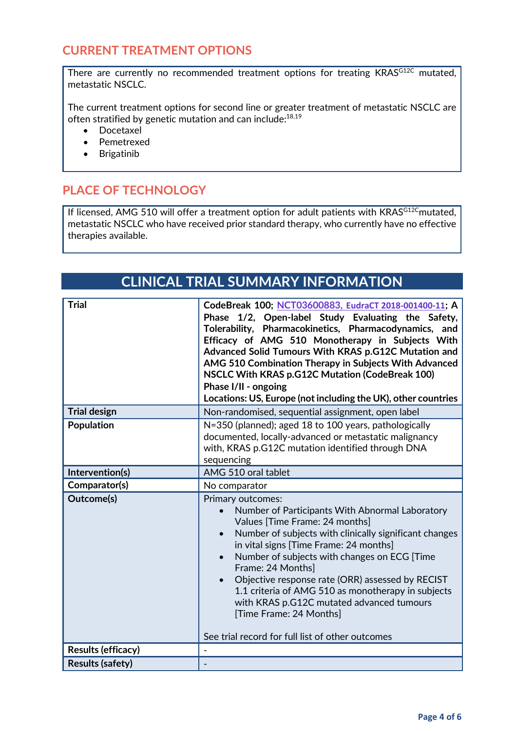## CURRENT TREATMENT OPTIONS

There are currently no recommended treatment options for treating KRAS$^{G12C}$ mutated, metastatic NSCLC.

The current treatment options for second line or greater treatment of metastatic NSCLC are often stratified by genetic mutation and can include:[18,19]

- Docetaxel
- Pemetrexed
- Brigatinib

## PLACE OF TECHNOLOGY

If licensed, AMG 510 will offer a treatment option for adult patients with KRAS$^{G12C}$mutated, metastatic NSCLC who have received prior standard therapy, who currently have no effective therapies available.

## CLINICAL TRIAL SUMMARY INFORMATION

| | |
|---|---|
| **Trial** | **CodeBreak 100; NCT03600883, EudraCT 2018-001400-11; A Phase 1/2, Open-label Study Evaluating the Safety, Tolerability, Pharmacokinetics, Pharmacodynamics, and Efficacy of AMG 510 Monotherapy in Subjects With Advanced Solid Tumours With KRAS p.G12C Mutation and AMG 510 Combination Therapy in Subjects With Advanced NSCLC With KRAS p.G12C Mutation (CodeBreak 100)**<br>**Phase I/II - ongoing**<br>**Locations: US, Europe (not including the UK), other countries** |
| **Trial design** | Non-randomised, sequential assignment, open label |
| **Population** | N=350 (planned); aged 18 to 100 years, pathologically documented, locally-advanced or metastatic malignancy with, KRAS p.G12C mutation identified through DNA sequencing |
| **Intervention(s)** | AMG 510 oral tablet |
| **Comparator(s)** | No comparator |
| **Outcome(s)** | Primary outcomes:<br>• Number of Participants With Abnormal Laboratory Values [Time Frame: 24 months]<br>• Number of subjects with clinically significant changes in vital signs [Time Frame: 24 months]<br>• Number of subjects with changes on ECG [Time Frame: 24 Months]<br>• Objective response rate (ORR) assessed by RECIST 1.1 criteria of AMG 510 as monotherapy in subjects with KRAS p.G12C mutated advanced tumours [Time Frame: 24 Months]<br><br>See trial record for full list of other outcomes |
| **Results (efficacy)** | - |
| **Results (safety)** | - |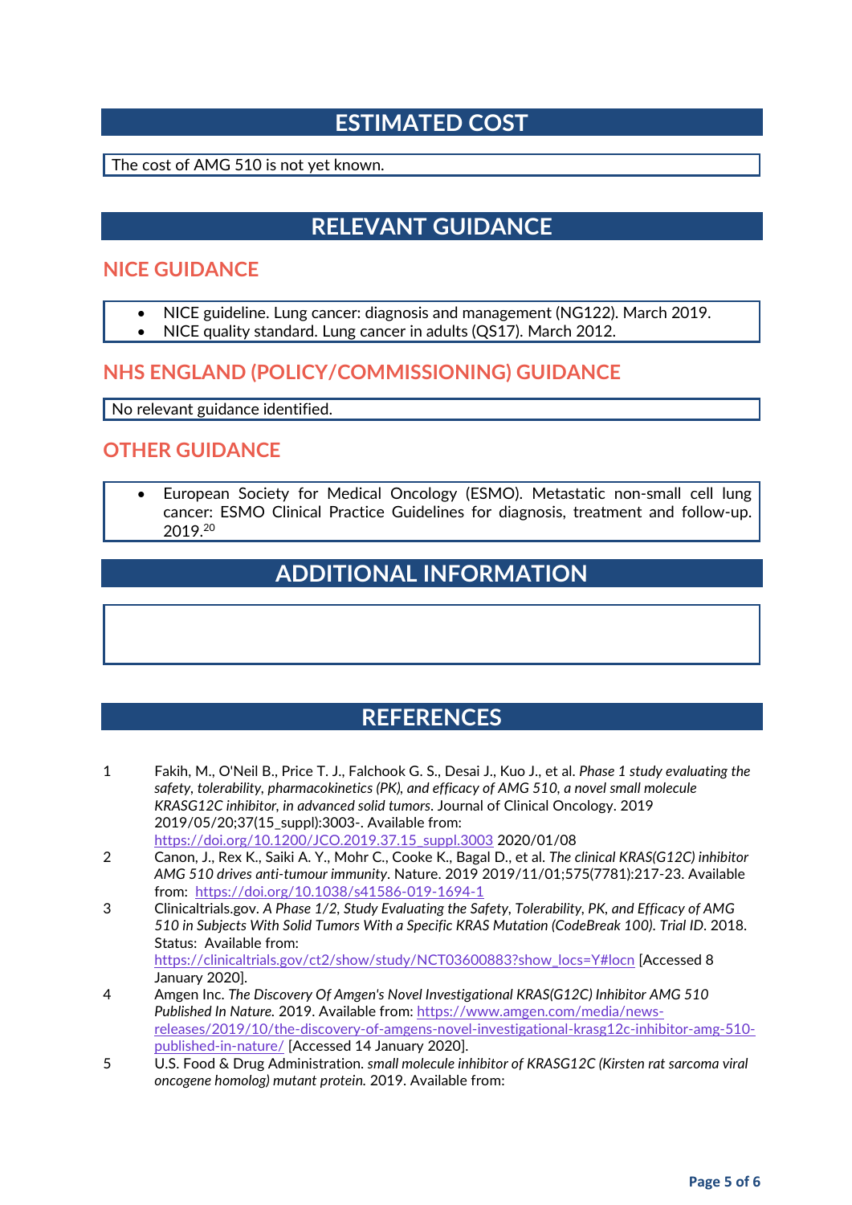## ESTIMATED COST

The cost of AMG 510 is not yet known.

## RELEVANT GUIDANCE

### NICE GUIDANCE

- NICE guideline. Lung cancer: diagnosis and management (NG122). March 2019.
- NICE quality standard. Lung cancer in adults (QS17). March 2012.

### NHS ENGLAND (POLICY/COMMISSIONING) GUIDANCE

No relevant guidance identified.

### OTHER GUIDANCE

- European Society for Medical Oncology (ESMO). Metastatic non-small cell lung cancer: ESMO Clinical Practice Guidelines for diagnosis, treatment and follow-up. 2019.[20]

## ADDITIONAL INFORMATION

## REFERENCES

1. Fakih, M., O'Neil B., Price T. J., Falchook G. S., Desai J., Kuo J., et al. *Phase 1 study evaluating the safety, tolerability, pharmacokinetics (PK), and efficacy of AMG 510, a novel small molecule KRASG12C inhibitor, in advanced solid tumors*. Journal of Clinical Oncology. 2019 2019/05/20;37(15_suppl):3003-. Available from: https://doi.org/10.1200/JCO.2019.37.15_suppl.3003 2020/01/08
2. Canon, J., Rex K., Saiki A. Y., Mohr C., Cooke K., Bagal D., et al. *The clinical KRAS(G12C) inhibitor AMG 510 drives anti-tumour immunity*. Nature. 2019 2019/11/01;575(7781):217-23. Available from: https://doi.org/10.1038/s41586-019-1694-1
3. Clinicaltrials.gov. *A Phase 1/2, Study Evaluating the Safety, Tolerability, PK, and Efficacy of AMG 510 in Subjects With Solid Tumors With a Specific KRAS Mutation (CodeBreak 100). Trial ID*. 2018. Status: Available from: https://clinicaltrials.gov/ct2/show/study/NCT03600883?show_locs=Y#locn [Accessed 8 January 2020].
4. Amgen Inc. *The Discovery Of Amgen's Novel Investigational KRAS(G12C) Inhibitor AMG 510 Published In Nature.* 2019. Available from: https://www.amgen.com/media/news-releases/2019/10/the-discovery-of-amgens-novel-investigational-krasg12c-inhibitor-amg-510-published-in-nature/ [Accessed 14 January 2020].
5. U.S. Food & Drug Administration. *small molecule inhibitor of KRASG12C (Kirsten rat sarcoma viral oncogene homolog) mutant protein.* 2019. Available from: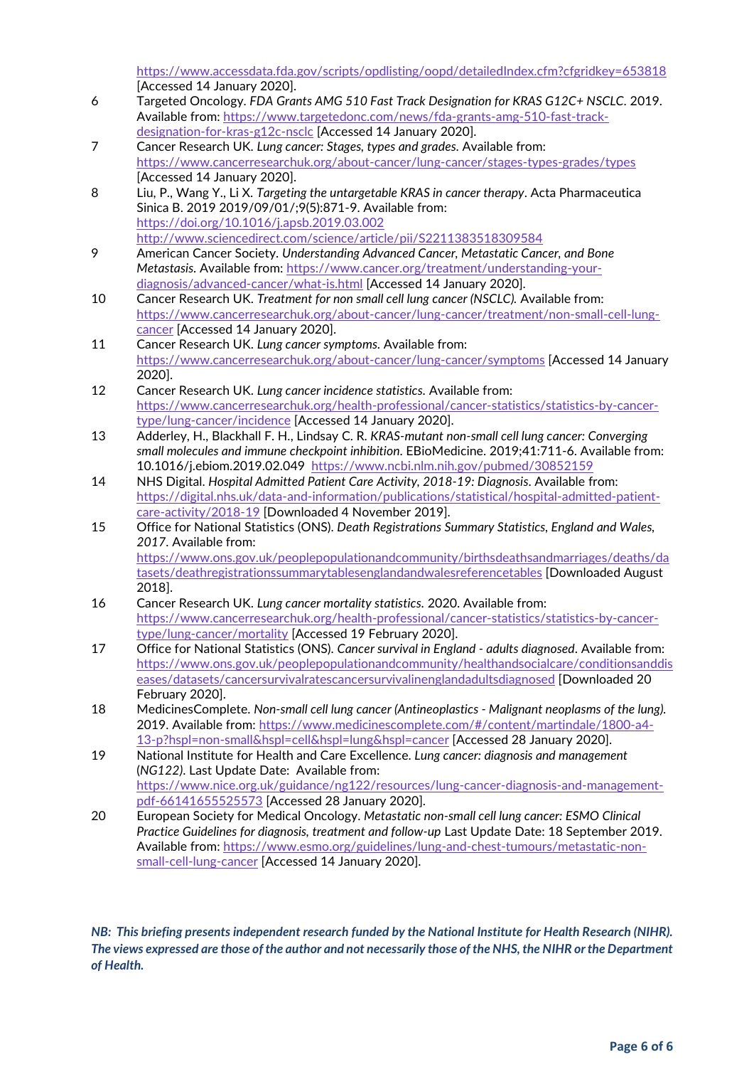https://www.accessdata.fda.gov/scripts/opdlisting/oopd/detailedIndex.cfm?cfgridkey=653818 [Accessed 14 January 2020].

6 Targeted Oncology. *FDA Grants AMG 510 Fast Track Designation for KRAS G12C+ NSCLC*. 2019. Available from: https://www.targetedonc.com/news/fda-grants-amg-510-fast-track-designation-for-kras-g12c-nsclc [Accessed 14 January 2020].

7 Cancer Research UK. *Lung cancer: Stages, types and grades.* Available from: https://www.cancerresearchuk.org/about-cancer/lung-cancer/stages-types-grades/types [Accessed 14 January 2020].

8 Liu, P., Wang Y., Li X. *Targeting the untargetable KRAS in cancer therapy*. Acta Pharmaceutica Sinica B. 2019 2019/09/01/;9(5):871-9. Available from: https://doi.org/10.1016/j.apsb.2019.03.002 http://www.sciencedirect.com/science/article/pii/S2211383518309584

9 American Cancer Society. *Understanding Advanced Cancer, Metastatic Cancer, and Bone Metastasis.* Available from: https://www.cancer.org/treatment/understanding-your-diagnosis/advanced-cancer/what-is.html [Accessed 14 January 2020].

10 Cancer Research UK. *Treatment for non small cell lung cancer (NSCLC).* Available from: https://www.cancerresearchuk.org/about-cancer/lung-cancer/treatment/non-small-cell-lung-cancer [Accessed 14 January 2020].

11 Cancer Research UK. *Lung cancer symptoms.* Available from: https://www.cancerresearchuk.org/about-cancer/lung-cancer/symptoms [Accessed 14 January 2020].

12 Cancer Research UK. *Lung cancer incidence statistics.* Available from: https://www.cancerresearchuk.org/health-professional/cancer-statistics/statistics-by-cancer-type/lung-cancer/incidence [Accessed 14 January 2020].

13 Adderley, H., Blackhall F. H., Lindsay C. R. *KRAS-mutant non-small cell lung cancer: Converging small molecules and immune checkpoint inhibition.* EBioMedicine. 2019;41:711-6. Available from: 10.1016/j.ebiom.2019.02.049 https://www.ncbi.nlm.nih.gov/pubmed/30852159

14 NHS Digital. *Hospital Admitted Patient Care Activity, 2018-19: Diagnosis*. Available from: https://digital.nhs.uk/data-and-information/publications/statistical/hospital-admitted-patient-care-activity/2018-19 [Downloaded 4 November 2019].

15 Office for National Statistics (ONS). *Death Registrations Summary Statistics, England and Wales, 2017*. Available from: https://www.ons.gov.uk/peoplepopulationandcommunity/birthsdeathsandmarriages/deaths/datasets/deathregistrationssummarytablesenglandandwalesreferencetables [Downloaded August 2018].

16 Cancer Research UK. *Lung cancer mortality statistics.* 2020. Available from: https://www.cancerresearchuk.org/health-professional/cancer-statistics/statistics-by-cancer-type/lung-cancer/mortality [Accessed 19 February 2020].

17 Office for National Statistics (ONS). *Cancer survival in England - adults diagnosed*. Available from: https://www.ons.gov.uk/peoplepopulationandcommunity/healthandsocialcare/conditionsanddiseases/datasets/cancersurvivalratescancersurvivalinenglandadultsdiagnosed [Downloaded 20 February 2020].

18 MedicinesComplete. *Non-small cell lung cancer (Antineoplastics - Malignant neoplasms of the lung).* 2019. Available from: https://www.medicinescomplete.com/#/content/martindale/1800-a4-13-p?hspl=non-small&hspl=cell&hspl=lung&hspl=cancer [Accessed 28 January 2020].

19 National Institute for Health and Care Excellence. *Lung cancer: diagnosis and management* (*NG122).* Last Update Date: Available from: https://www.nice.org.uk/guidance/ng122/resources/lung-cancer-diagnosis-and-management-pdf-66141655525573 [Accessed 28 January 2020].

20 European Society for Medical Oncology. *Metastatic non-small cell lung cancer: ESMO Clinical Practice Guidelines for diagnosis, treatment and follow-up* Last Update Date: 18 September 2019. Available from: https://www.esmo.org/guidelines/lung-and-chest-tumours/metastatic-non-small-cell-lung-cancer [Accessed 14 January 2020].

***NB: This briefing presents independent research funded by the National Institute for Health Research (NIHR). The views expressed are those of the author and not necessarily those of the NHS, the NIHR or the Department of Health.***